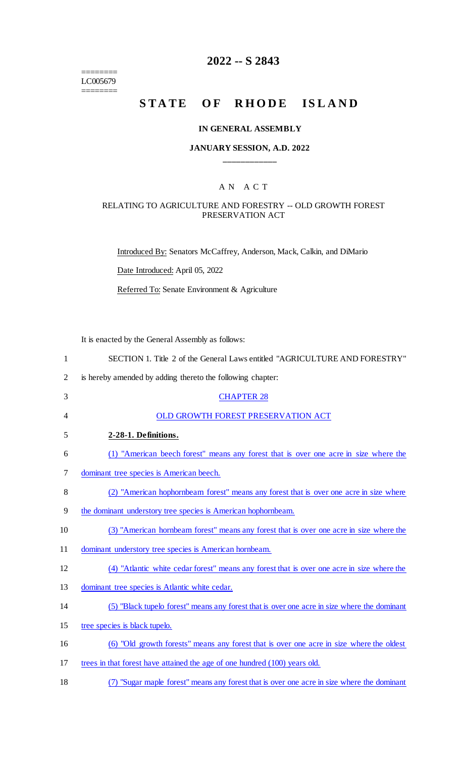# 2022 -- S 2843

========
LC005679
========

# STATE OF RHODE ISLAND

## IN GENERAL ASSEMBLY

### JANUARY SESSION, A.D. 2022

---

A N A C T

RELATING TO AGRICULTURE AND FORESTRY -- OLD GROWTH FOREST PRESERVATION ACT

Introduced By: Senators McCaffrey, Anderson, Mack, Calkin, and DiMario

Date Introduced: April 05, 2022

Referred To: Senate Environment & Agriculture

It is enacted by the General Assembly as follows:

1 SECTION 1. Title 2 of the General Laws entitled "AGRICULTURE AND FORESTRY"
2 is hereby amended by adding thereto the following chapter:
3 CHAPTER 28
4 OLD GROWTH FOREST PRESERVATION ACT
5 **2-28-1. Definitions.**
6 (1) "American beech forest" means any forest that is over one acre in size where the
7 dominant tree species is American beech.
8 (2) "American hophornbeam forest" means any forest that is over one acre in size where
9 the dominant understory tree species is American hophornbeam.
10 (3) "American hornbeam forest" means any forest that is over one acre in size where the
11 dominant understory tree species is American hornbeam.
12 (4) "Atlantic white cedar forest" means any forest that is over one acre in size where the
13 dominant tree species is Atlantic white cedar.
14 (5) "Black tupelo forest" means any forest that is over one acre in size where the dominant
15 tree species is black tupelo.
16 (6) "Old growth forests" means any forest that is over one acre in size where the oldest
17 trees in that forest have attained the age of one hundred (100) years old.
18 (7) "Sugar maple forest" means any forest that is over one acre in size where the dominant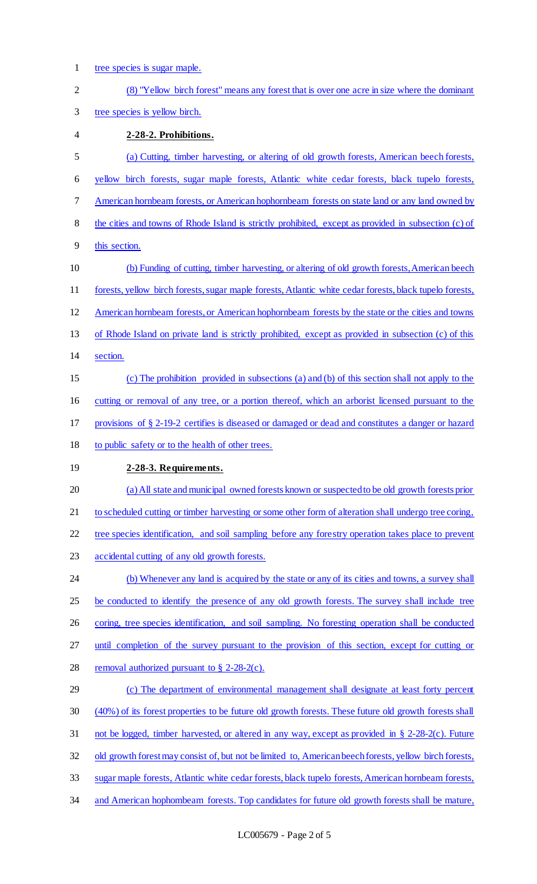tree species is sugar maple.

(8) "Yellow birch forest" means any forest that is over one acre in size where the dominant tree species is yellow birch.

**2-28-2. Prohibitions.**

(a) Cutting, timber harvesting, or altering of old growth forests, American beech forests, yellow birch forests, sugar maple forests, Atlantic white cedar forests, black tupelo forests, American hornbeam forests, or American hophornbeam forests on state land or any land owned by the cities and towns of Rhode Island is strictly prohibited, except as provided in subsection (c) of this section.

(b) Funding of cutting, timber harvesting, or altering of old growth forests, American beech forests, yellow birch forests, sugar maple forests, Atlantic white cedar forests, black tupelo forests, American hornbeam forests, or American hophornbeam forests by the state or the cities and towns of Rhode Island on private land is strictly prohibited, except as provided in subsection (c) of this section.

(c) The prohibition provided in subsections (a) and (b) of this section shall not apply to the cutting or removal of any tree, or a portion thereof, which an arborist licensed pursuant to the provisions of § 2-19-2 certifies is diseased or damaged or dead and constitutes a danger or hazard to public safety or to the health of other trees.

**2-28-3. Requirements.**

(a) All state and municipal owned forests known or suspected to be old growth forests prior to scheduled cutting or timber harvesting or some other form of alteration shall undergo tree coring, tree species identification, and soil sampling before any forestry operation takes place to prevent accidental cutting of any old growth forests.

(b) Whenever any land is acquired by the state or any of its cities and towns, a survey shall be conducted to identify the presence of any old growth forests. The survey shall include tree coring, tree species identification, and soil sampling. No foresting operation shall be conducted until completion of the survey pursuant to the provision of this section, except for cutting or removal authorized pursuant to § 2-28-2(c).

(c) The department of environmental management shall designate at least forty percent (40%) of its forest properties to be future old growth forests. These future old growth forests shall not be logged, timber harvested, or altered in any way, except as provided in § 2-28-2(c). Future old growth forest may consist of, but not be limited to, American beech forests, yellow birch forests, sugar maple forests, Atlantic white cedar forests, black tupelo forests, American hornbeam forests, and American hophornbeam forests. Top candidates for future old growth forests shall be mature,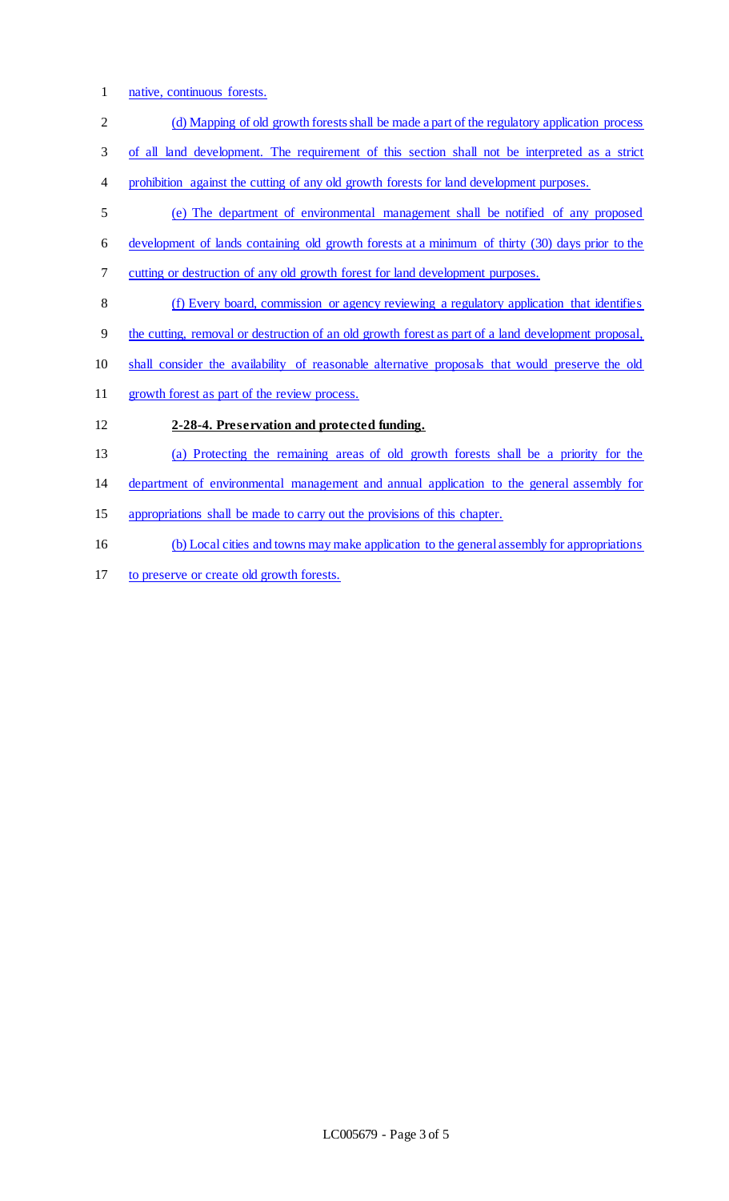native, continuous forests.

(d) Mapping of old growth forests shall be made a part of the regulatory application process of all land development. The requirement of this section shall not be interpreted as a strict prohibition against the cutting of any old growth forests for land development purposes.

(e) The department of environmental management shall be notified of any proposed development of lands containing old growth forests at a minimum of thirty (30) days prior to the cutting or destruction of any old growth forest for land development purposes.

(f) Every board, commission or agency reviewing a regulatory application that identifies the cutting, removal or destruction of an old growth forest as part of a land development proposal, shall consider the availability of reasonable alternative proposals that would preserve the old growth forest as part of the review process.

**2-28-4. Preservation and protected funding.**

(a) Protecting the remaining areas of old growth forests shall be a priority for the department of environmental management and annual application to the general assembly for appropriations shall be made to carry out the provisions of this chapter.

(b) Local cities and towns may make application to the general assembly for appropriations to preserve or create old growth forests.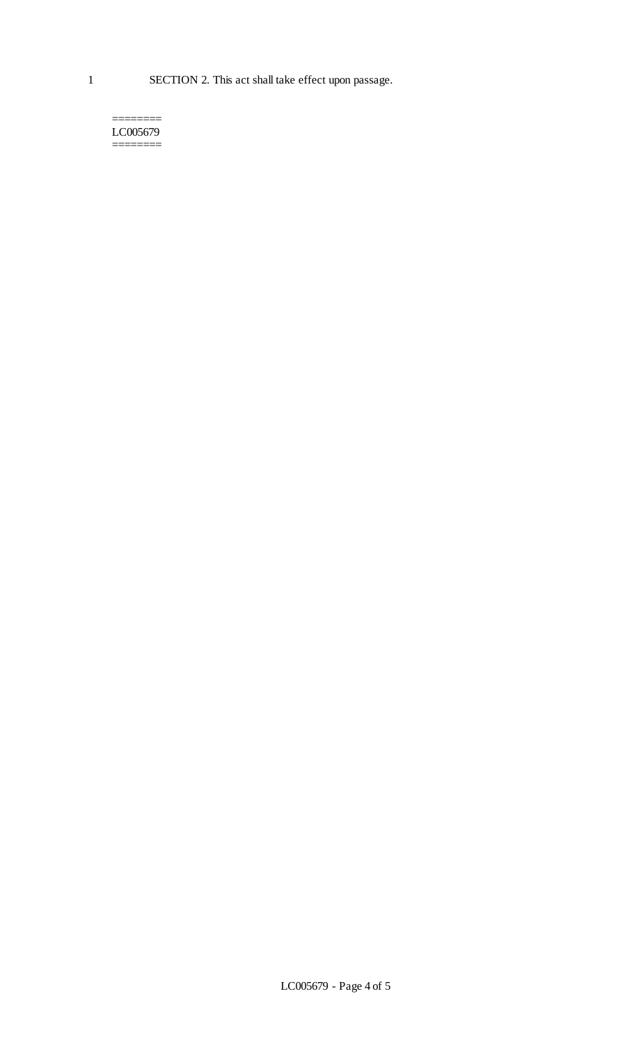1 SECTION 2. This act shall take effect upon passage.

========
LC005679
========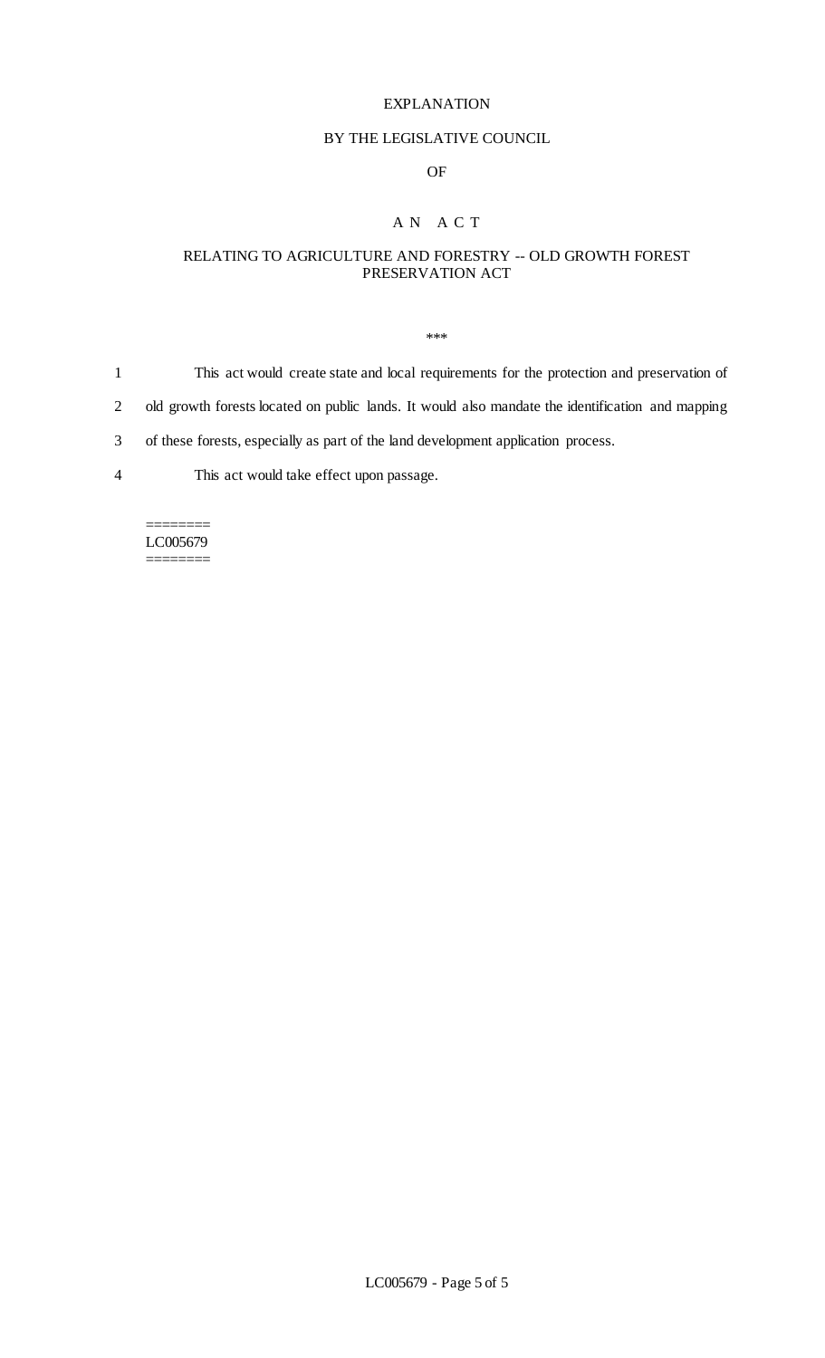# EXPLANATION

## BY THE LEGISLATIVE COUNCIL

## OF

## A N A C T

## RELATING TO AGRICULTURE AND FORESTRY -- OLD GROWTH FOREST PRESERVATION ACT

\*\*\*

This act would create state and local requirements for the protection and preservation of old growth forests located on public lands. It would also mandate the identification and mapping of these forests, especially as part of the land development application process.

This act would take effect upon passage.

========
LC005679
========